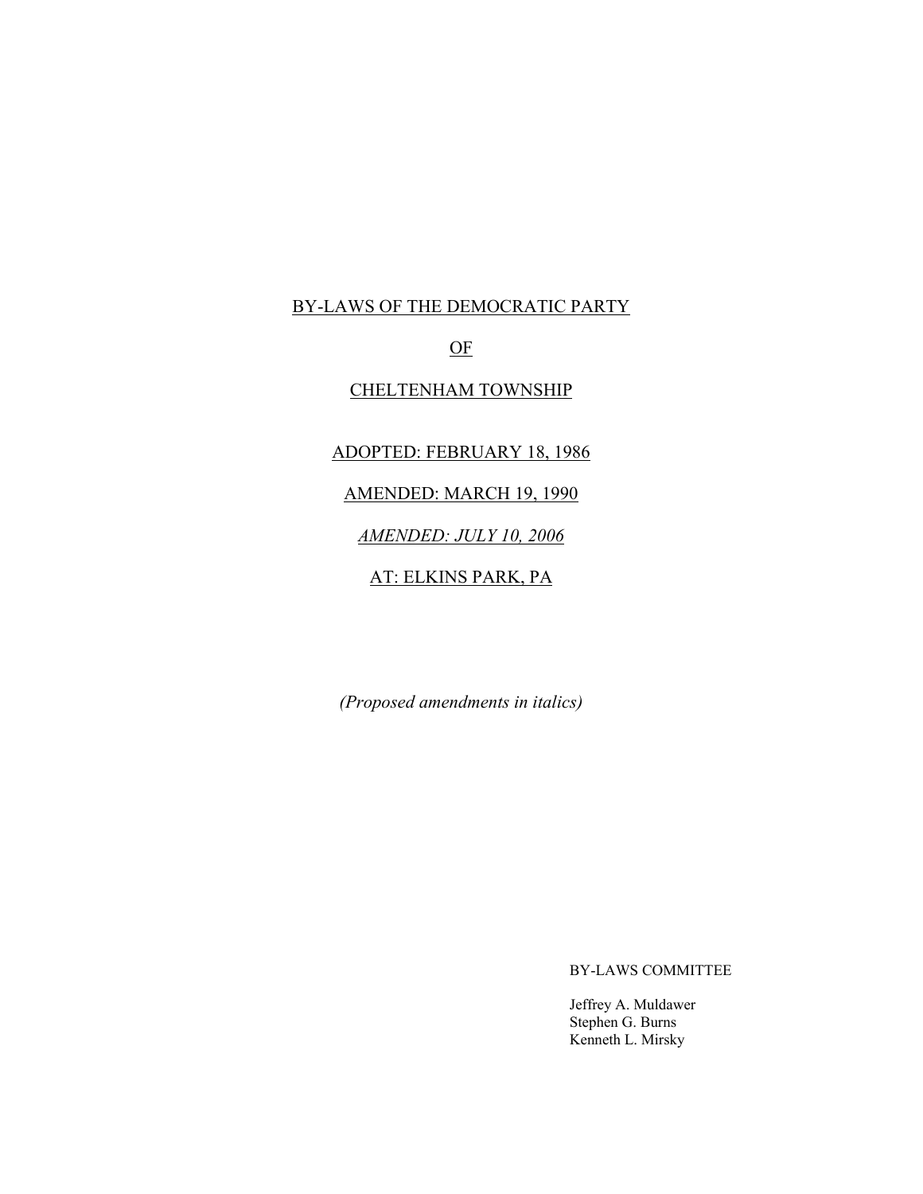# BY-LAWS OF THE DEMOCRATIC PARTY

## OF

## CHELTENHAM TOWNSHIP

ADOPTED: FEBRUARY 18, 1986

AMENDED: MARCH 19, 1990

*AMENDED: JULY 10, 2006*

AT: ELKINS PARK, PA

*(Proposed amendments in italics)*

BY-LAWS COMMITTEE

Jeffrey A. Muldawer
Stephen G. Burns
Kenneth L. Mirsky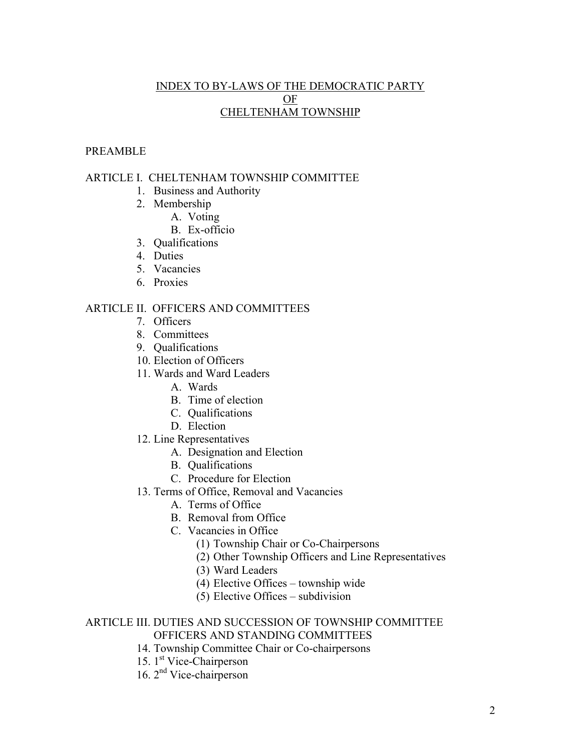# INDEX TO BY-LAWS OF THE DEMOCRATIC PARTY OF CHELTENHAM TOWNSHIP

PREAMBLE

ARTICLE I. CHELTENHAM TOWNSHIP COMMITTEE

1. Business and Authority
2. Membership
   - A. Voting
   - B. Ex-officio
3. Qualifications
4. Duties
5. Vacancies
6. Proxies

ARTICLE II. OFFICERS AND COMMITTEES

7. Officers
8. Committees
9. Qualifications
10. Election of Officers
11. Wards and Ward Leaders
    - A. Wards
    - B. Time of election
    - C. Qualifications
    - D. Election
12. Line Representatives
    - A. Designation and Election
    - B. Qualifications
    - C. Procedure for Election
13. Terms of Office, Removal and Vacancies
    - A. Terms of Office
    - B. Removal from Office
    - C. Vacancies in Office
      - (1) Township Chair or Co-Chairpersons
      - (2) Other Township Officers and Line Representatives
      - (3) Ward Leaders
      - (4) Elective Offices – township wide
      - (5) Elective Offices – subdivision

ARTICLE III. DUTIES AND SUCCESSION OF TOWNSHIP COMMITTEE OFFICERS AND STANDING COMMITTEES

14. Township Committee Chair or Co-chairpersons
15. 1st Vice-Chairperson
16. 2nd Vice-chairperson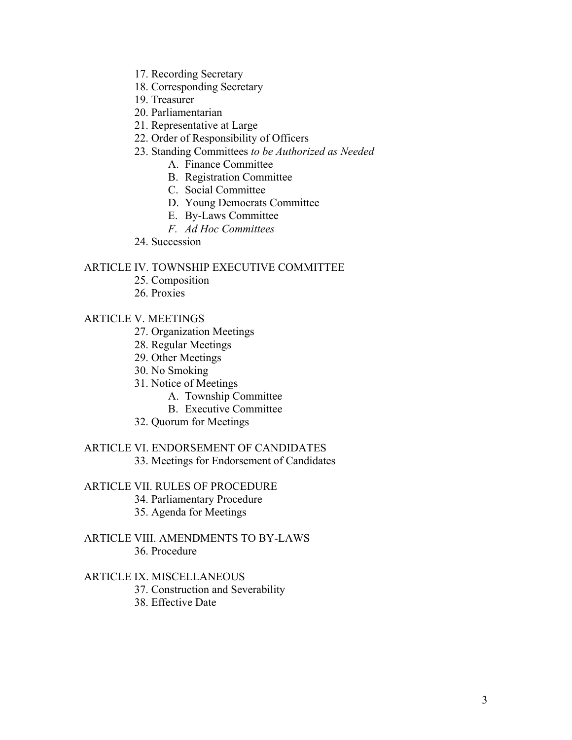17. Recording Secretary
18. Corresponding Secretary
19. Treasurer
20. Parliamentarian
21. Representative at Large
22. Order of Responsibility of Officers
23. Standing Committees *to be Authorized as Needed*
    - A. Finance Committee
    - B. Registration Committee
    - C. Social Committee
    - D. Young Democrats Committee
    - E. By-Laws Committee
    - *F. Ad Hoc Committees*
24. Succession

ARTICLE IV. TOWNSHIP EXECUTIVE COMMITTEE

25. Composition
26. Proxies

ARTICLE V. MEETINGS

27. Organization Meetings
28. Regular Meetings
29. Other Meetings
30. No Smoking
31. Notice of Meetings
    - A. Township Committee
    - B. Executive Committee
32. Quorum for Meetings

ARTICLE VI. ENDORSEMENT OF CANDIDATES

33. Meetings for Endorsement of Candidates

ARTICLE VII. RULES OF PROCEDURE

34. Parliamentary Procedure
35. Agenda for Meetings

ARTICLE VIII. AMENDMENTS TO BY-LAWS

36. Procedure

ARTICLE IX. MISCELLANEOUS

37. Construction and Severability
38. Effective Date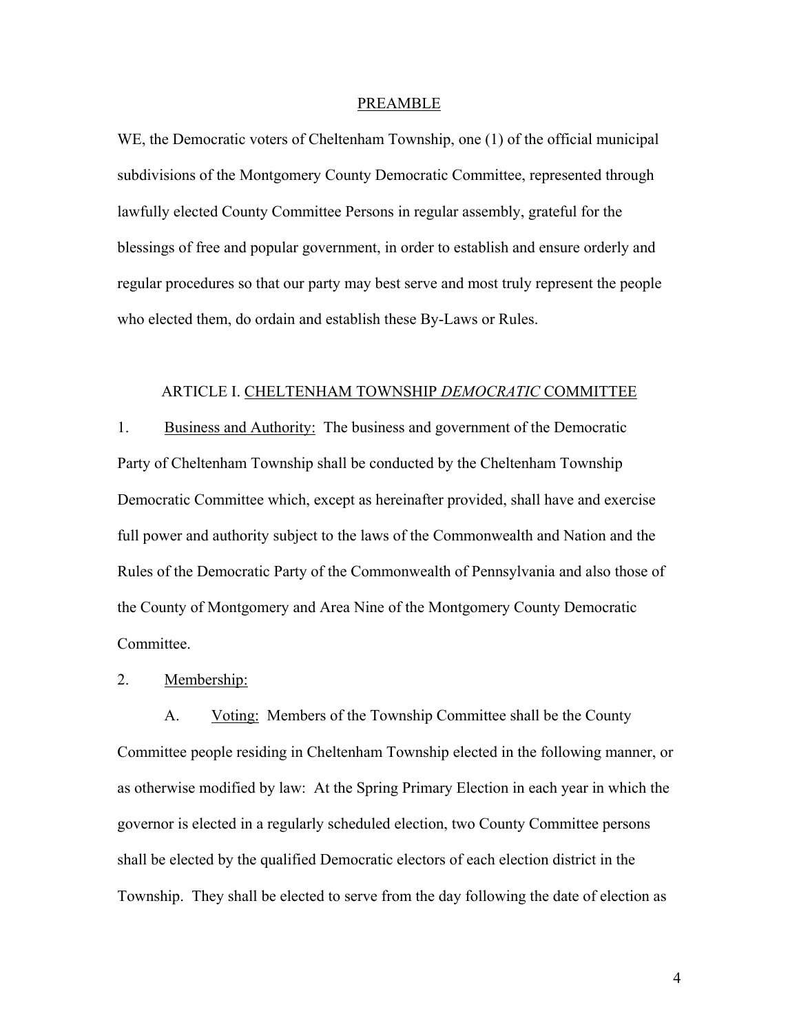## <u>PREAMBLE</u>

WE, the Democratic voters of Cheltenham Township, one (1) of the official municipal subdivisions of the Montgomery County Democratic Committee, represented through lawfully elected County Committee Persons in regular assembly, grateful for the blessings of free and popular government, in order to establish and ensure orderly and regular procedures so that our party may best serve and most truly represent the people who elected them, do ordain and establish these By-Laws or Rules.

## ARTICLE I. <u>CHELTENHAM TOWNSHIP *DEMOCRATIC* COMMITTEE</u>

1. <u>Business and Authority:</u> The business and government of the Democratic Party of Cheltenham Township shall be conducted by the Cheltenham Township Democratic Committee which, except as hereinafter provided, shall have and exercise full power and authority subject to the laws of the Commonwealth and Nation and the Rules of the Democratic Party of the Commonwealth of Pennsylvania and also those of the County of Montgomery and Area Nine of the Montgomery County Democratic Committee.

2. <u>Membership:</u>

   A. <u>Voting:</u> Members of the Township Committee shall be the County Committee people residing in Cheltenham Township elected in the following manner, or as otherwise modified by law: At the Spring Primary Election in each year in which the governor is elected in a regularly scheduled election, two County Committee persons shall be elected by the qualified Democratic electors of each election district in the Township. They shall be elected to serve from the day following the date of election as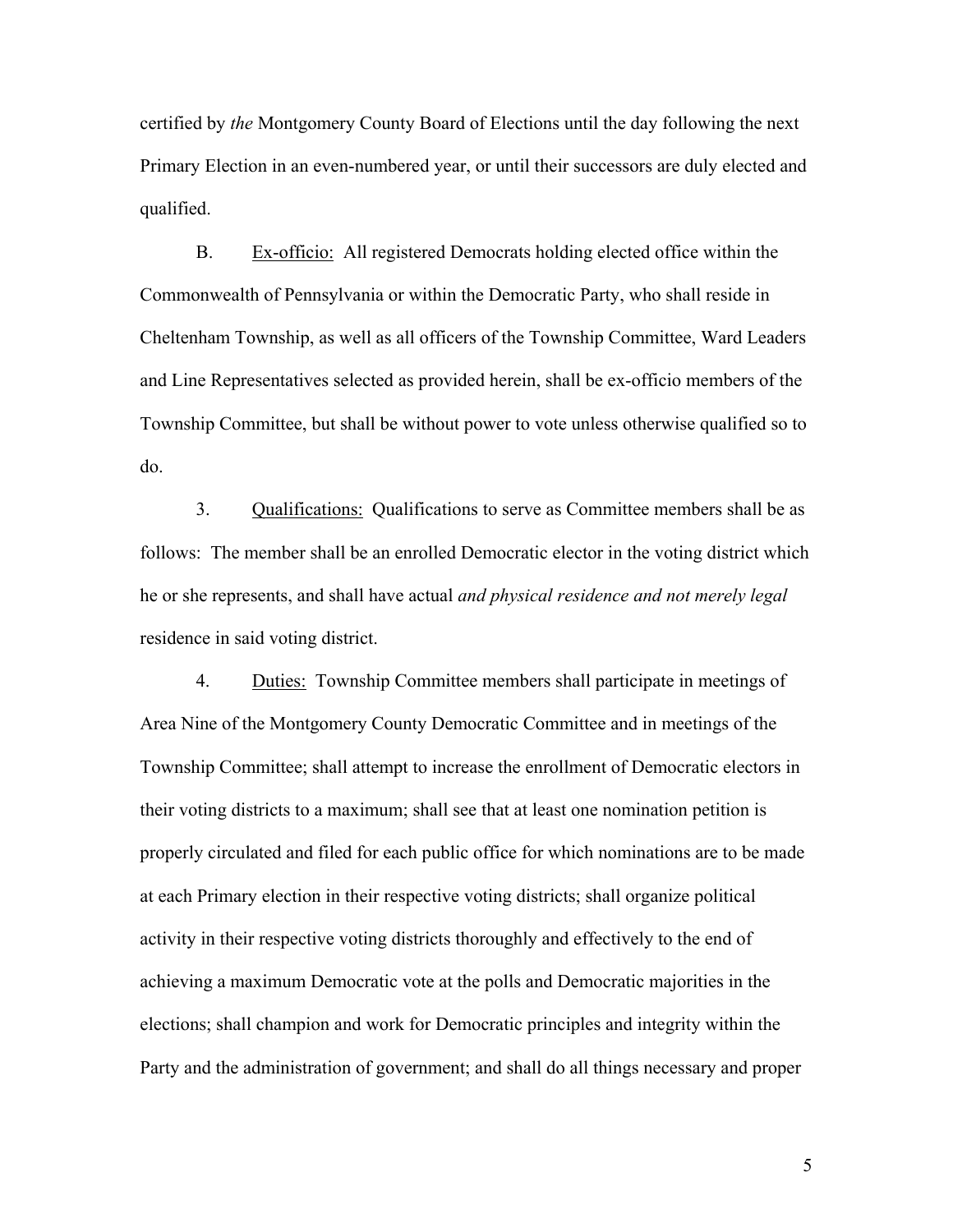certified by *the* Montgomery County Board of Elections until the day following the next Primary Election in an even-numbered year, or until their successors are duly elected and qualified.

B. Ex-officio: All registered Democrats holding elected office within the Commonwealth of Pennsylvania or within the Democratic Party, who shall reside in Cheltenham Township, as well as all officers of the Township Committee, Ward Leaders and Line Representatives selected as provided herein, shall be ex-officio members of the Township Committee, but shall be without power to vote unless otherwise qualified so to do.

3. Qualifications: Qualifications to serve as Committee members shall be as follows: The member shall be an enrolled Democratic elector in the voting district which he or she represents, and shall have actual *and physical residence and not merely legal* residence in said voting district.

4. Duties: Township Committee members shall participate in meetings of Area Nine of the Montgomery County Democratic Committee and in meetings of the Township Committee; shall attempt to increase the enrollment of Democratic electors in their voting districts to a maximum; shall see that at least one nomination petition is properly circulated and filed for each public office for which nominations are to be made at each Primary election in their respective voting districts; shall organize political activity in their respective voting districts thoroughly and effectively to the end of achieving a maximum Democratic vote at the polls and Democratic majorities in the elections; shall champion and work for Democratic principles and integrity within the Party and the administration of government; and shall do all things necessary and proper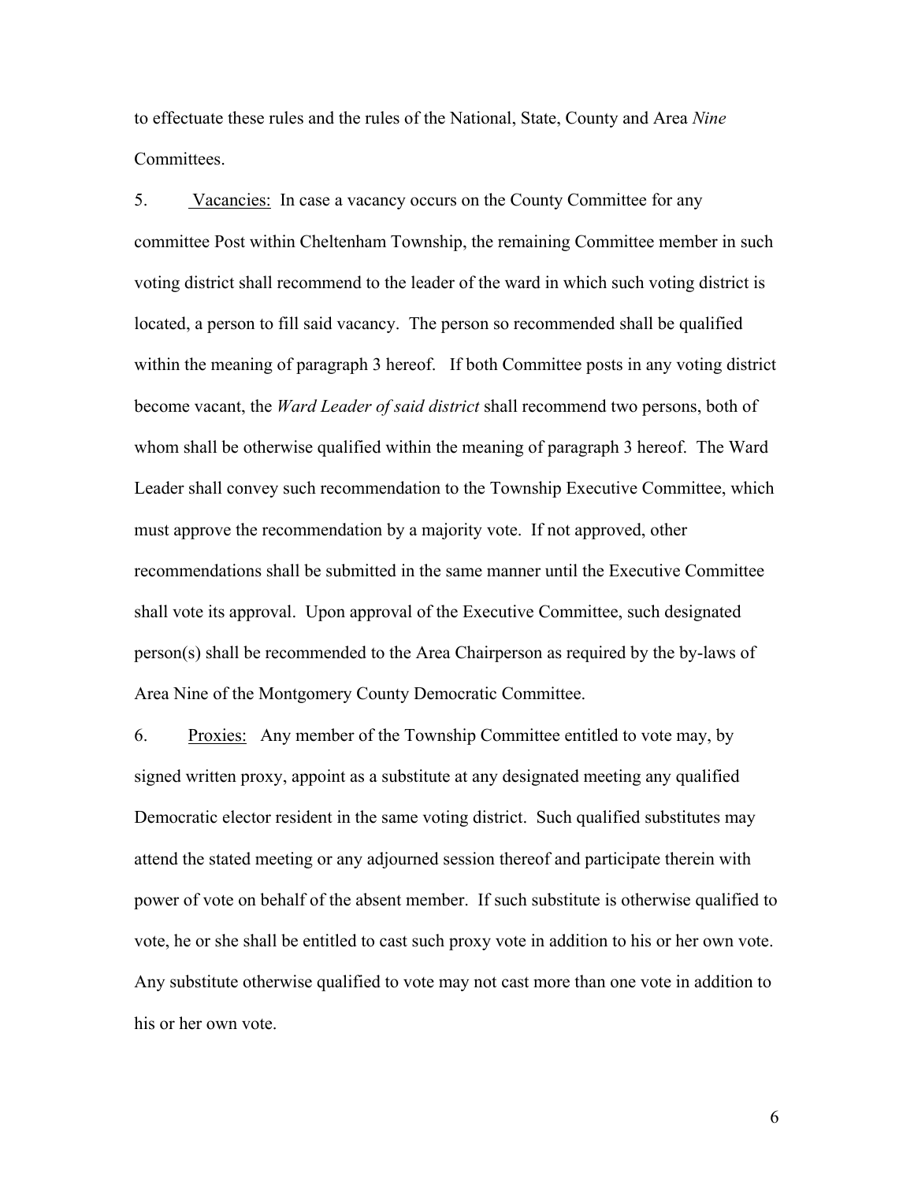to effectuate these rules and the rules of the National, State, County and Area *Nine* Committees.

5. <u>Vacancies:</u> In case a vacancy occurs on the County Committee for any committee Post within Cheltenham Township, the remaining Committee member in such voting district shall recommend to the leader of the ward in which such voting district is located, a person to fill said vacancy. The person so recommended shall be qualified within the meaning of paragraph 3 hereof. If both Committee posts in any voting district become vacant, the *Ward Leader of said district* shall recommend two persons, both of whom shall be otherwise qualified within the meaning of paragraph 3 hereof. The Ward Leader shall convey such recommendation to the Township Executive Committee, which must approve the recommendation by a majority vote. If not approved, other recommendations shall be submitted in the same manner until the Executive Committee shall vote its approval. Upon approval of the Executive Committee, such designated person(s) shall be recommended to the Area Chairperson as required by the by-laws of Area Nine of the Montgomery County Democratic Committee.

6. <u>Proxies:</u> Any member of the Township Committee entitled to vote may, by signed written proxy, appoint as a substitute at any designated meeting any qualified Democratic elector resident in the same voting district. Such qualified substitutes may attend the stated meeting or any adjourned session thereof and participate therein with power of vote on behalf of the absent member. If such substitute is otherwise qualified to vote, he or she shall be entitled to cast such proxy vote in addition to his or her own vote. Any substitute otherwise qualified to vote may not cast more than one vote in addition to his or her own vote.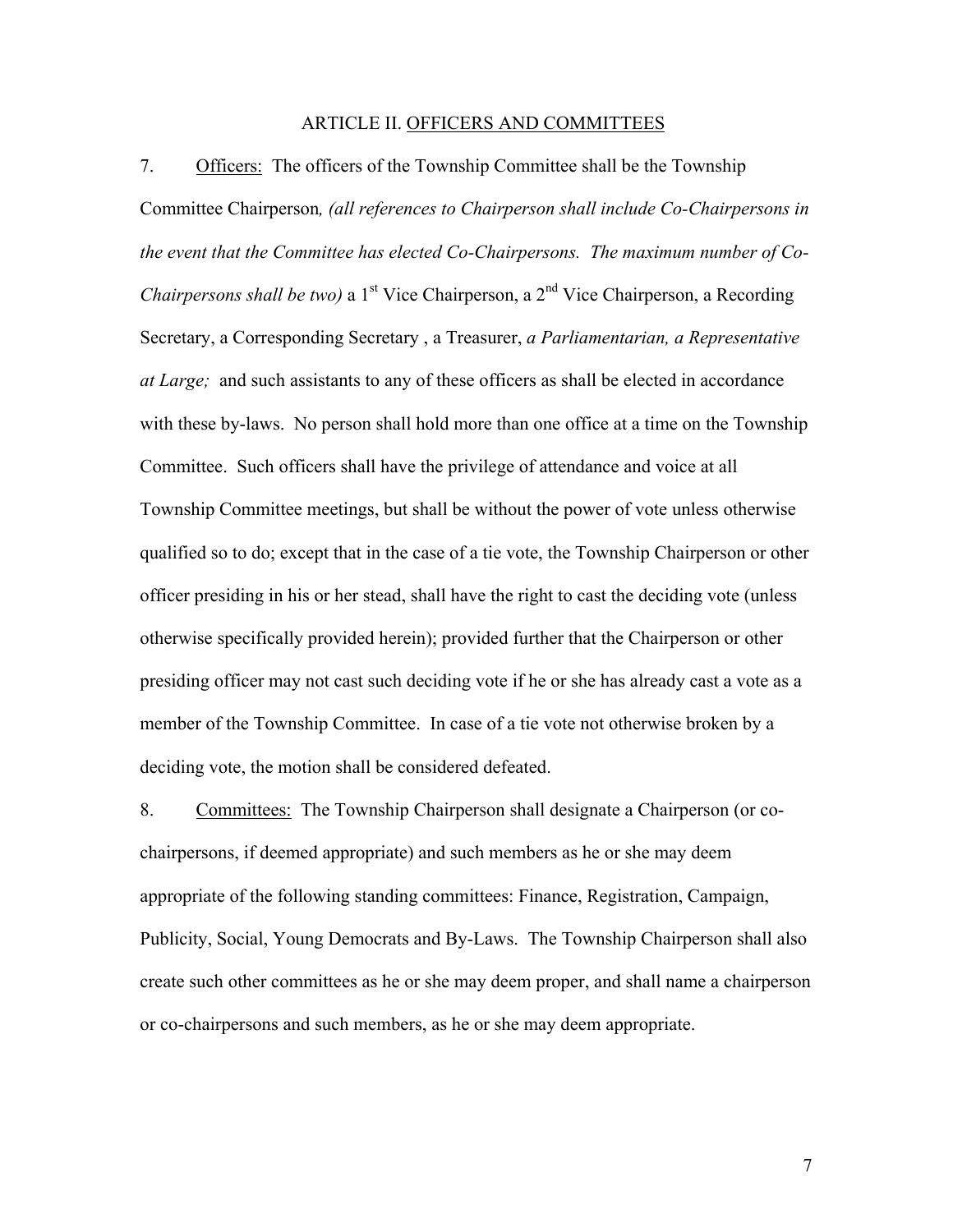## ARTICLE II. <u>OFFICERS AND COMMITTEES</u>

7. <u>Officers:</u> The officers of the Township Committee shall be the Township Committee Chairperson*, (all references to Chairperson shall include Co-Chairpersons in the event that the Committee has elected Co-Chairpersons. The maximum number of Co-Chairpersons shall be two)* a 1st Vice Chairperson, a 2nd Vice Chairperson, a Recording Secretary, a Corresponding Secretary , a Treasurer, *a Parliamentarian, a Representative at Large;* and such assistants to any of these officers as shall be elected in accordance with these by-laws. No person shall hold more than one office at a time on the Township Committee. Such officers shall have the privilege of attendance and voice at all Township Committee meetings, but shall be without the power of vote unless otherwise qualified so to do; except that in the case of a tie vote, the Township Chairperson or other officer presiding in his or her stead, shall have the right to cast the deciding vote (unless otherwise specifically provided herein); provided further that the Chairperson or other presiding officer may not cast such deciding vote if he or she has already cast a vote as a member of the Township Committee. In case of a tie vote not otherwise broken by a deciding vote, the motion shall be considered defeated.

8. <u>Committees:</u> The Township Chairperson shall designate a Chairperson (or co-chairpersons, if deemed appropriate) and such members as he or she may deem appropriate of the following standing committees: Finance, Registration, Campaign, Publicity, Social, Young Democrats and By-Laws. The Township Chairperson shall also create such other committees as he or she may deem proper, and shall name a chairperson or co-chairpersons and such members, as he or she may deem appropriate.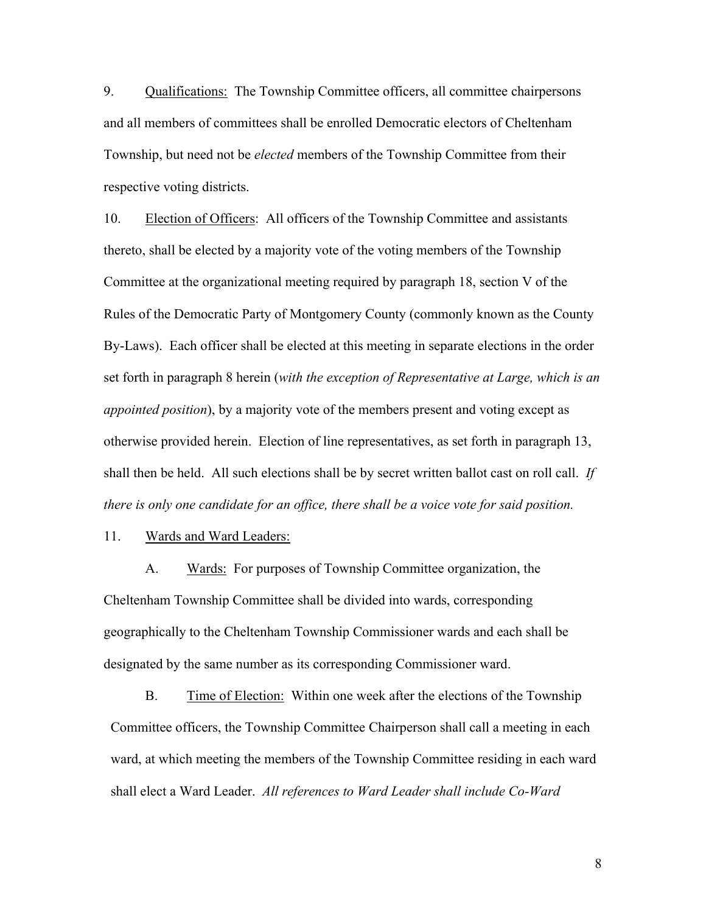9. <u>Qualifications:</u> The Township Committee officers, all committee chairpersons and all members of committees shall be enrolled Democratic electors of Cheltenham Township, but need not be *elected* members of the Township Committee from their respective voting districts.

10. <u>Election of Officers</u>: All officers of the Township Committee and assistants thereto, shall be elected by a majority vote of the voting members of the Township Committee at the organizational meeting required by paragraph 18, section V of the Rules of the Democratic Party of Montgomery County (commonly known as the County By-Laws). Each officer shall be elected at this meeting in separate elections in the order set forth in paragraph 8 herein (*with the exception of Representative at Large, which is an appointed position*), by a majority vote of the members present and voting except as otherwise provided herein. Election of line representatives, as set forth in paragraph 13, shall then be held. All such elections shall be by secret written ballot cast on roll call. *If there is only one candidate for an office, there shall be a voice vote for said position.*

11. <u>Wards and Ward Leaders:</u>

A. <u>Wards:</u> For purposes of Township Committee organization, the Cheltenham Township Committee shall be divided into wards, corresponding geographically to the Cheltenham Township Commissioner wards and each shall be designated by the same number as its corresponding Commissioner ward.

B. <u>Time of Election:</u> Within one week after the elections of the Township Committee officers, the Township Committee Chairperson shall call a meeting in each ward, at which meeting the members of the Township Committee residing in each ward shall elect a Ward Leader. *All references to Ward Leader shall include Co-Ward*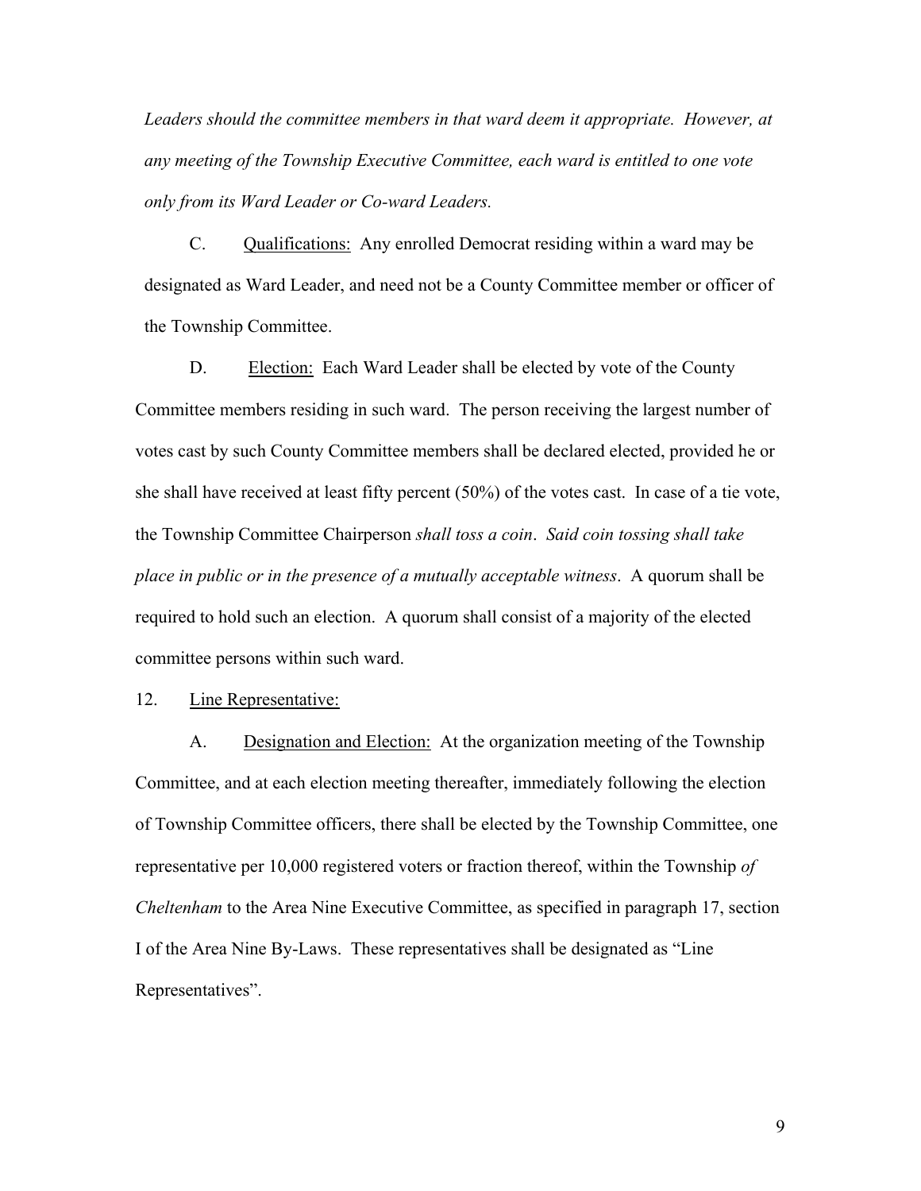*Leaders should the committee members in that ward deem it appropriate. However, at any meeting of the Township Executive Committee, each ward is entitled to one vote only from its Ward Leader or Co-ward Leaders.*

C. Qualifications: Any enrolled Democrat residing within a ward may be designated as Ward Leader, and need not be a County Committee member or officer of the Township Committee.

D. Election: Each Ward Leader shall be elected by vote of the County Committee members residing in such ward. The person receiving the largest number of votes cast by such County Committee members shall be declared elected, provided he or she shall have received at least fifty percent (50%) of the votes cast. In case of a tie vote, the Township Committee Chairperson *shall toss a coin*. *Said coin tossing shall take place in public or in the presence of a mutually acceptable witness*. A quorum shall be required to hold such an election. A quorum shall consist of a majority of the elected committee persons within such ward.

12. Line Representative:

A. Designation and Election: At the organization meeting of the Township Committee, and at each election meeting thereafter, immediately following the election of Township Committee officers, there shall be elected by the Township Committee, one representative per 10,000 registered voters or fraction thereof, within the Township *of Cheltenham* to the Area Nine Executive Committee, as specified in paragraph 17, section I of the Area Nine By-Laws. These representatives shall be designated as "Line Representatives".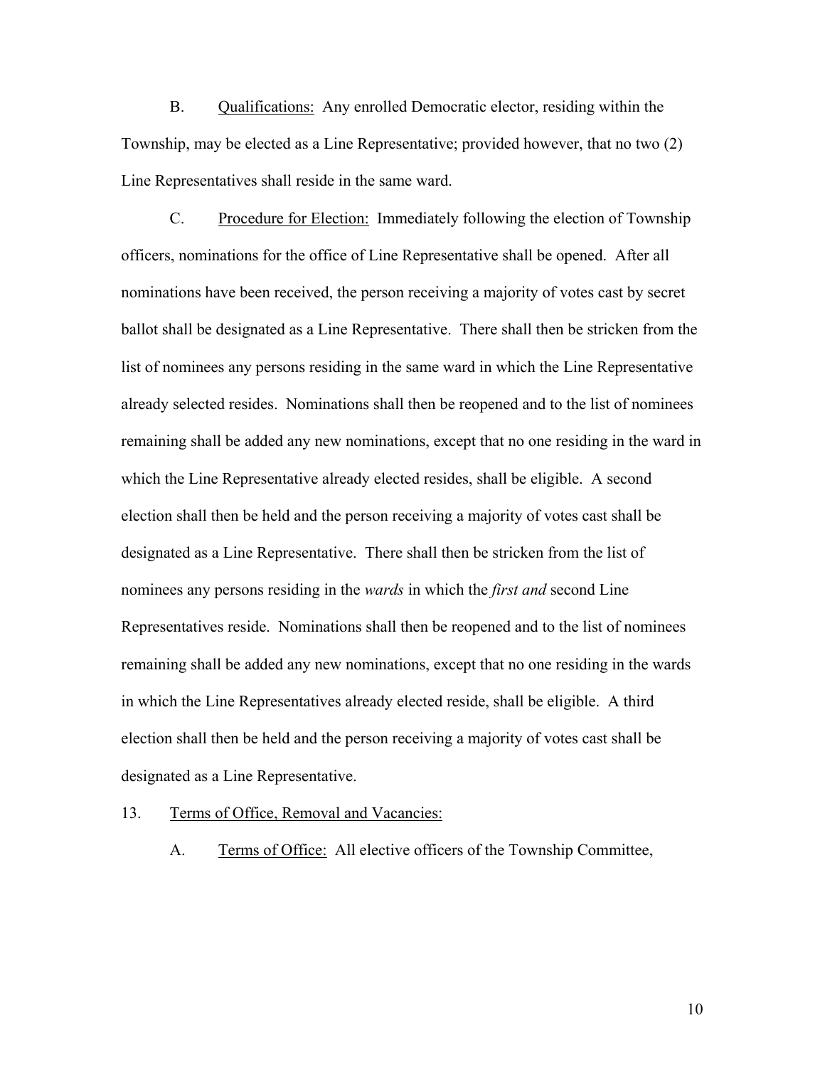B. <u>Qualifications:</u> Any enrolled Democratic elector, residing within the Township, may be elected as a Line Representative; provided however, that no two (2) Line Representatives shall reside in the same ward.

C. <u>Procedure for Election:</u> Immediately following the election of Township officers, nominations for the office of Line Representative shall be opened. After all nominations have been received, the person receiving a majority of votes cast by secret ballot shall be designated as a Line Representative. There shall then be stricken from the list of nominees any persons residing in the same ward in which the Line Representative already selected resides. Nominations shall then be reopened and to the list of nominees remaining shall be added any new nominations, except that no one residing in the ward in which the Line Representative already elected resides, shall be eligible. A second election shall then be held and the person receiving a majority of votes cast shall be designated as a Line Representative. There shall then be stricken from the list of nominees any persons residing in the *wards* in which the *first and* second Line Representatives reside. Nominations shall then be reopened and to the list of nominees remaining shall be added any new nominations, except that no one residing in the wards in which the Line Representatives already elected reside, shall be eligible. A third election shall then be held and the person receiving a majority of votes cast shall be designated as a Line Representative.

13. <u>Terms of Office, Removal and Vacancies:</u>

A. <u>Terms of Office:</u> All elective officers of the Township Committee,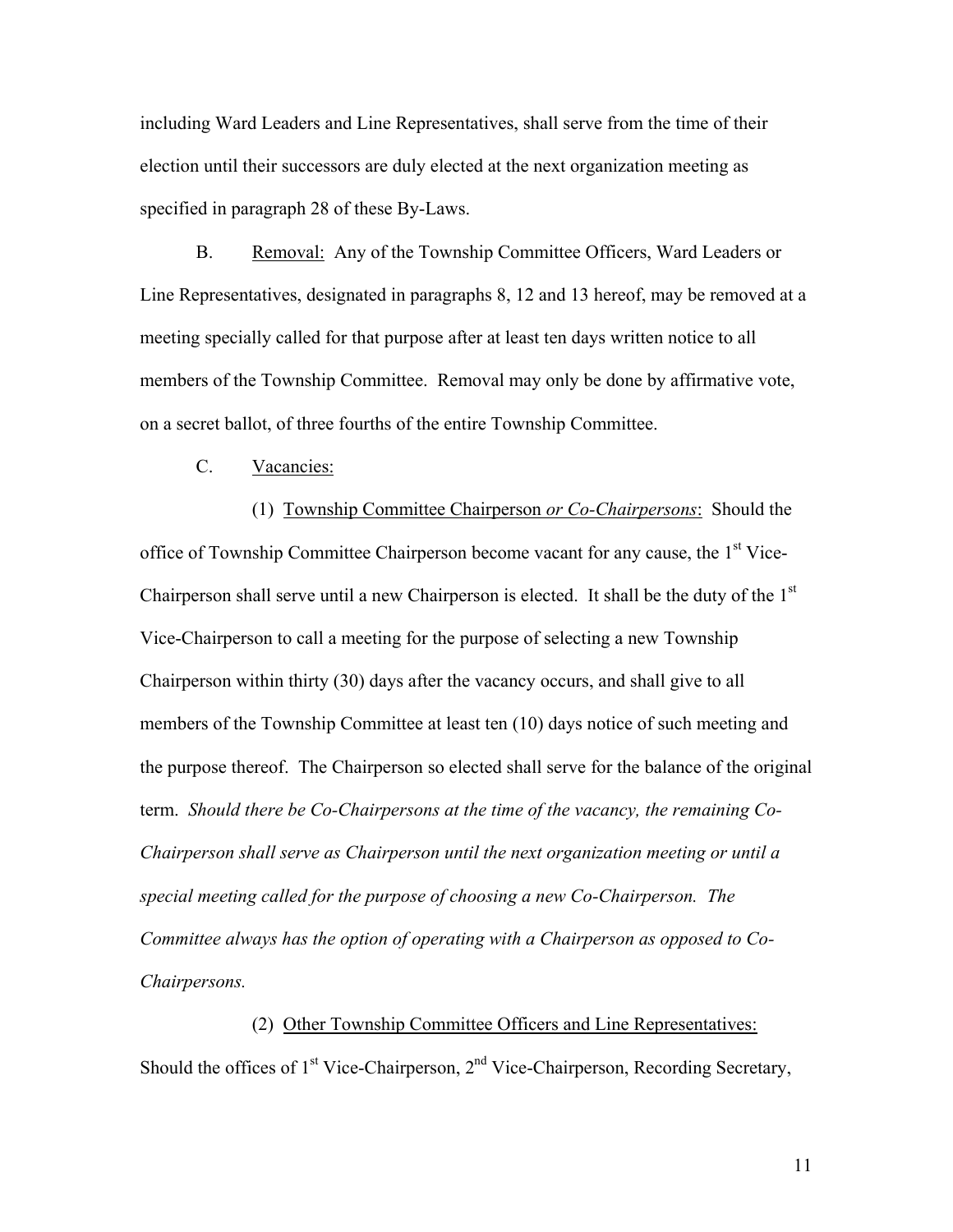including Ward Leaders and Line Representatives, shall serve from the time of their election until their successors are duly elected at the next organization meeting as specified in paragraph 28 of these By-Laws.

B. Removal: Any of the Township Committee Officers, Ward Leaders or Line Representatives, designated in paragraphs 8, 12 and 13 hereof, may be removed at a meeting specially called for that purpose after at least ten days written notice to all members of the Township Committee. Removal may only be done by affirmative vote, on a secret ballot, of three fourths of the entire Township Committee.

C. Vacancies:

(1) Township Committee Chairperson *or Co-Chairpersons*: Should the office of Township Committee Chairperson become vacant for any cause, the 1st Vice-Chairperson shall serve until a new Chairperson is elected. It shall be the duty of the 1st Vice-Chairperson to call a meeting for the purpose of selecting a new Township Chairperson within thirty (30) days after the vacancy occurs, and shall give to all members of the Township Committee at least ten (10) days notice of such meeting and the purpose thereof. The Chairperson so elected shall serve for the balance of the original term. *Should there be Co-Chairpersons at the time of the vacancy, the remaining Co-Chairperson shall serve as Chairperson until the next organization meeting or until a special meeting called for the purpose of choosing a new Co-Chairperson. The Committee always has the option of operating with a Chairperson as opposed to Co-Chairpersons.*

(2) Other Township Committee Officers and Line Representatives: Should the offices of 1st Vice-Chairperson, 2nd Vice-Chairperson, Recording Secretary,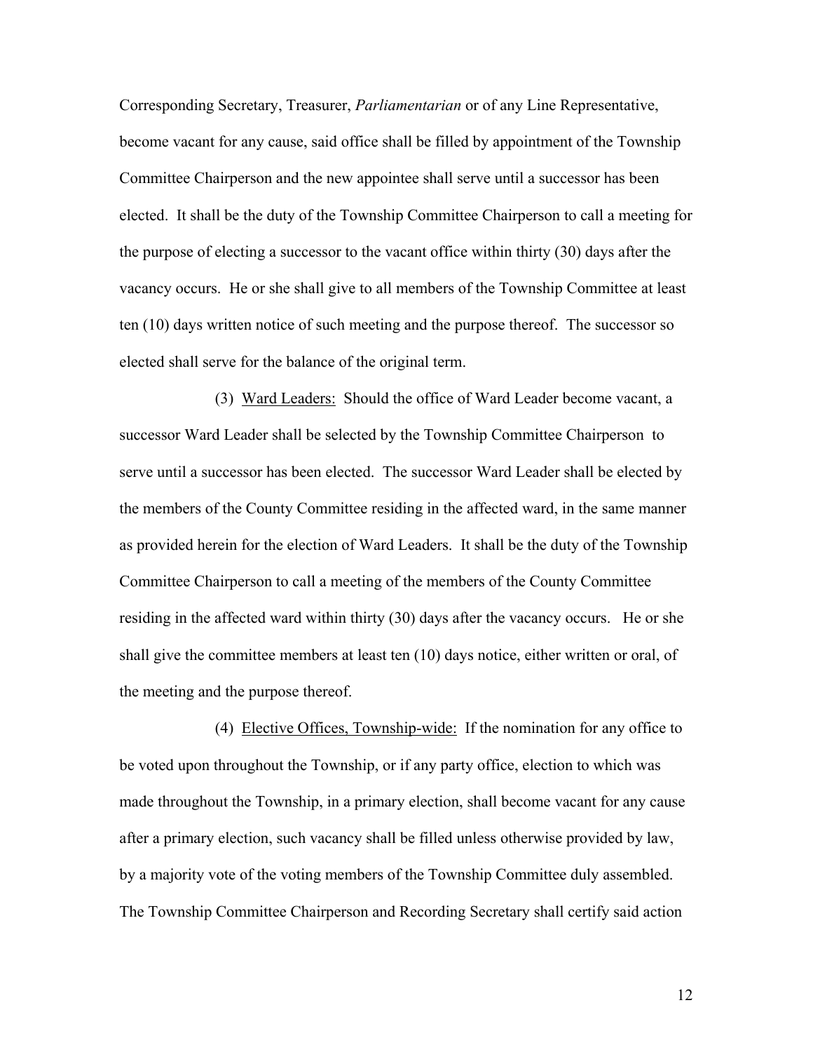Corresponding Secretary, Treasurer, *Parliamentarian* or of any Line Representative, become vacant for any cause, said office shall be filled by appointment of the Township Committee Chairperson and the new appointee shall serve until a successor has been elected. It shall be the duty of the Township Committee Chairperson to call a meeting for the purpose of electing a successor to the vacant office within thirty (30) days after the vacancy occurs. He or she shall give to all members of the Township Committee at least ten (10) days written notice of such meeting and the purpose thereof. The successor so elected shall serve for the balance of the original term.

(3) <u>Ward Leaders:</u> Should the office of Ward Leader become vacant, a successor Ward Leader shall be selected by the Township Committee Chairperson to serve until a successor has been elected. The successor Ward Leader shall be elected by the members of the County Committee residing in the affected ward, in the same manner as provided herein for the election of Ward Leaders. It shall be the duty of the Township Committee Chairperson to call a meeting of the members of the County Committee residing in the affected ward within thirty (30) days after the vacancy occurs. He or she shall give the committee members at least ten (10) days notice, either written or oral, of the meeting and the purpose thereof.

(4) <u>Elective Offices, Township-wide:</u> If the nomination for any office to be voted upon throughout the Township, or if any party office, election to which was made throughout the Township, in a primary election, shall become vacant for any cause after a primary election, such vacancy shall be filled unless otherwise provided by law, by a majority vote of the voting members of the Township Committee duly assembled. The Township Committee Chairperson and Recording Secretary shall certify said action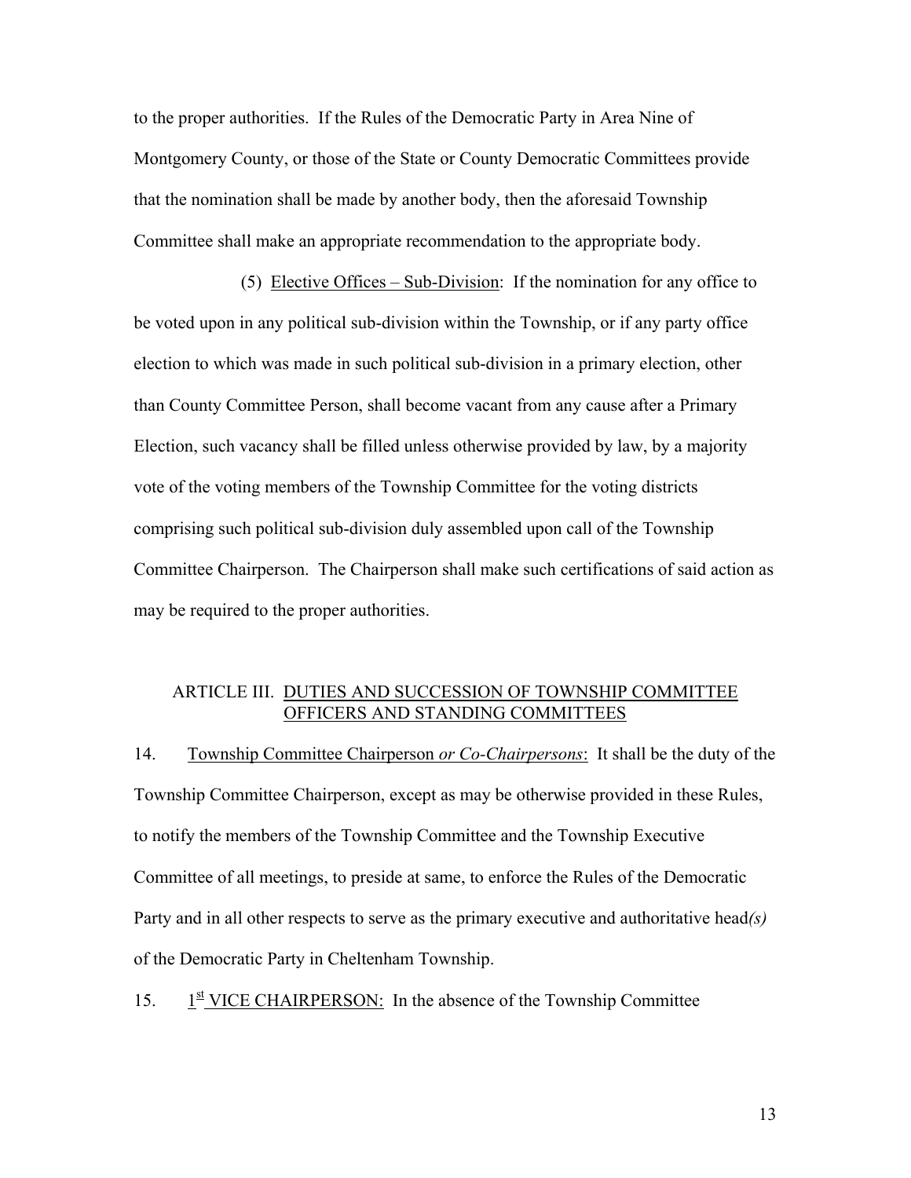to the proper authorities. If the Rules of the Democratic Party in Area Nine of Montgomery County, or those of the State or County Democratic Committees provide that the nomination shall be made by another body, then the aforesaid Township Committee shall make an appropriate recommendation to the appropriate body.

(5) Elective Offices – Sub-Division: If the nomination for any office to be voted upon in any political sub-division within the Township, or if any party office election to which was made in such political sub-division in a primary election, other than County Committee Person, shall become vacant from any cause after a Primary Election, such vacancy shall be filled unless otherwise provided by law, by a majority vote of the voting members of the Township Committee for the voting districts comprising such political sub-division duly assembled upon call of the Township Committee Chairperson. The Chairperson shall make such certifications of said action as may be required to the proper authorities.

## ARTICLE III. DUTIES AND SUCCESSION OF TOWNSHIP COMMITTEE OFFICERS AND STANDING COMMITTEES

14. Township Committee Chairperson *or Co-Chairpersons*: It shall be the duty of the Township Committee Chairperson, except as may be otherwise provided in these Rules, to notify the members of the Township Committee and the Township Executive Committee of all meetings, to preside at same, to enforce the Rules of the Democratic Party and in all other respects to serve as the primary executive and authoritative head*(s)* of the Democratic Party in Cheltenham Township.

15. 1st VICE CHAIRPERSON: In the absence of the Township Committee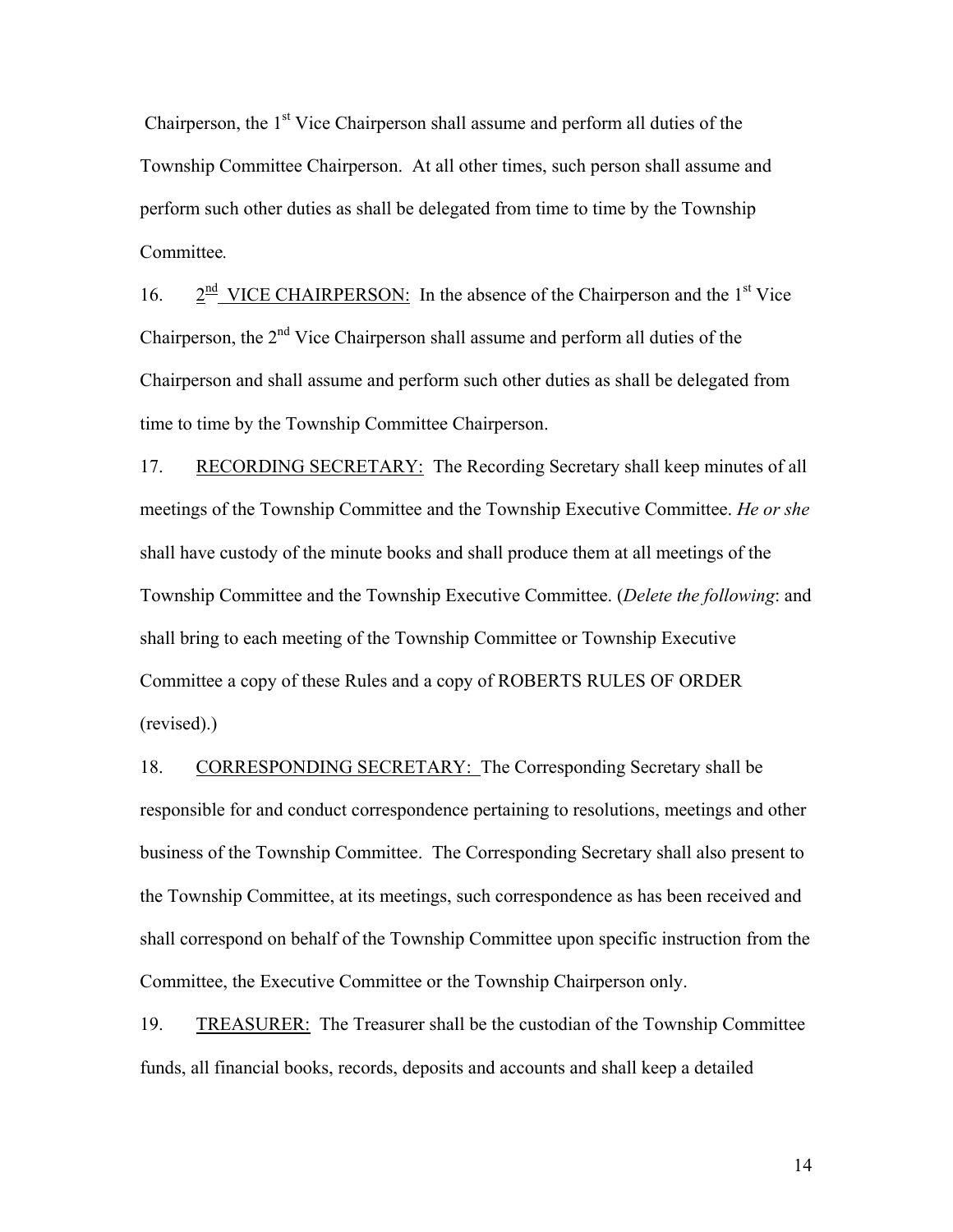Chairperson, the 1st Vice Chairperson shall assume and perform all duties of the Township Committee Chairperson. At all other times, such person shall assume and perform such other duties as shall be delegated from time to time by the Township Committee.

16. 2nd VICE CHAIRPERSON: In the absence of the Chairperson and the 1st Vice Chairperson, the 2nd Vice Chairperson shall assume and perform all duties of the Chairperson and shall assume and perform such other duties as shall be delegated from time to time by the Township Committee Chairperson.

17. RECORDING SECRETARY: The Recording Secretary shall keep minutes of all meetings of the Township Committee and the Township Executive Committee. *He or she* shall have custody of the minute books and shall produce them at all meetings of the Township Committee and the Township Executive Committee. (*Delete the following*: and shall bring to each meeting of the Township Committee or Township Executive Committee a copy of these Rules and a copy of ROBERTS RULES OF ORDER (revised).)

18. CORRESPONDING SECRETARY: The Corresponding Secretary shall be responsible for and conduct correspondence pertaining to resolutions, meetings and other business of the Township Committee. The Corresponding Secretary shall also present to the Township Committee, at its meetings, such correspondence as has been received and shall correspond on behalf of the Township Committee upon specific instruction from the Committee, the Executive Committee or the Township Chairperson only.

19. TREASURER: The Treasurer shall be the custodian of the Township Committee funds, all financial books, records, deposits and accounts and shall keep a detailed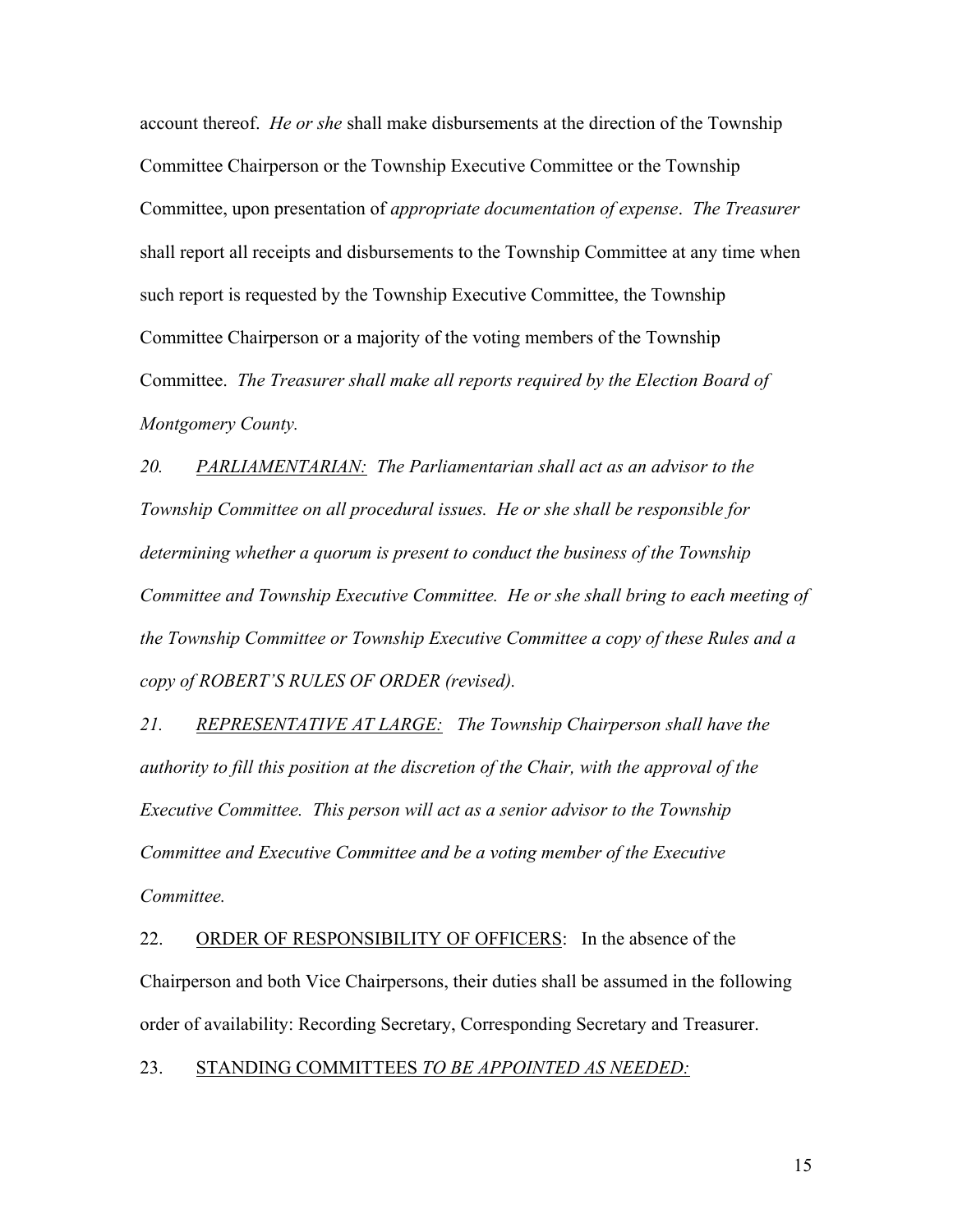account thereof. *He or she* shall make disbursements at the direction of the Township Committee Chairperson or the Township Executive Committee or the Township Committee, upon presentation of *appropriate documentation of expense*. *The Treasurer* shall report all receipts and disbursements to the Township Committee at any time when such report is requested by the Township Executive Committee, the Township Committee Chairperson or a majority of the voting members of the Township Committee. *The Treasurer shall make all reports required by the Election Board of Montgomery County.*

*20. <u>PARLIAMENTARIAN:</u> The Parliamentarian shall act as an advisor to the Township Committee on all procedural issues. He or she shall be responsible for determining whether a quorum is present to conduct the business of the Township Committee and Township Executive Committee. He or she shall bring to each meeting of the Township Committee or Township Executive Committee a copy of these Rules and a copy of ROBERT'S RULES OF ORDER (revised).*

*21. <u>REPRESENTATIVE AT LARGE:</u> The Township Chairperson shall have the authority to fill this position at the discretion of the Chair, with the approval of the Executive Committee. This person will act as a senior advisor to the Township Committee and Executive Committee and be a voting member of the Executive Committee.*

22. <u>ORDER OF RESPONSIBILITY OF OFFICERS</u>: In the absence of the Chairperson and both Vice Chairpersons, their duties shall be assumed in the following order of availability: Recording Secretary, Corresponding Secretary and Treasurer.

23. <u>STANDING COMMITTEES *TO BE APPOINTED AS NEEDED:*</u>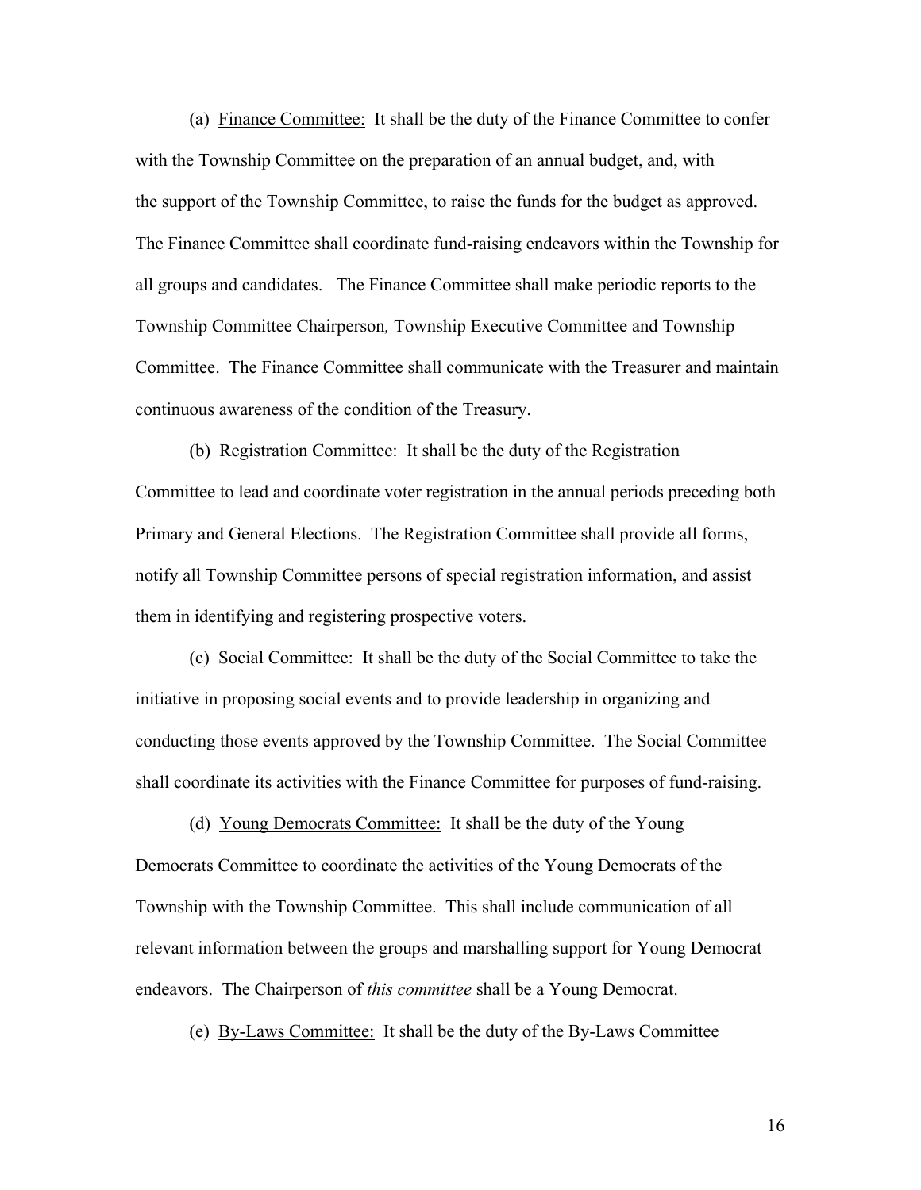(a) <u>Finance Committee:</u> It shall be the duty of the Finance Committee to confer with the Township Committee on the preparation of an annual budget, and, with the support of the Township Committee, to raise the funds for the budget as approved. The Finance Committee shall coordinate fund-raising endeavors within the Township for all groups and candidates. The Finance Committee shall make periodic reports to the Township Committee Chairperson, Township Executive Committee and Township Committee. The Finance Committee shall communicate with the Treasurer and maintain continuous awareness of the condition of the Treasury.

(b) <u>Registration Committee:</u> It shall be the duty of the Registration Committee to lead and coordinate voter registration in the annual periods preceding both Primary and General Elections. The Registration Committee shall provide all forms, notify all Township Committee persons of special registration information, and assist them in identifying and registering prospective voters.

(c) <u>Social Committee:</u> It shall be the duty of the Social Committee to take the initiative in proposing social events and to provide leadership in organizing and conducting those events approved by the Township Committee. The Social Committee shall coordinate its activities with the Finance Committee for purposes of fund-raising.

(d) <u>Young Democrats Committee:</u> It shall be the duty of the Young Democrats Committee to coordinate the activities of the Young Democrats of the Township with the Township Committee. This shall include communication of all relevant information between the groups and marshalling support for Young Democrat endeavors. The Chairperson of *this committee* shall be a Young Democrat.

(e) <u>By-Laws Committee:</u> It shall be the duty of the By-Laws Committee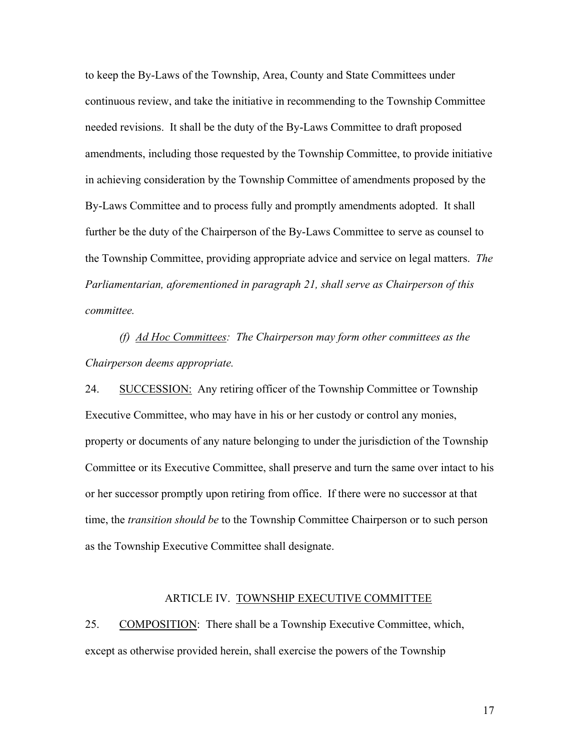to keep the By-Laws of the Township, Area, County and State Committees under continuous review, and take the initiative in recommending to the Township Committee needed revisions. It shall be the duty of the By-Laws Committee to draft proposed amendments, including those requested by the Township Committee, to provide initiative in achieving consideration by the Township Committee of amendments proposed by the By-Laws Committee and to process fully and promptly amendments adopted. It shall further be the duty of the Chairperson of the By-Laws Committee to serve as counsel to the Township Committee, providing appropriate advice and service on legal matters. *The Parliamentarian, aforementioned in paragraph 21, shall serve as Chairperson of this committee.*

*(f) <u>Ad Hoc Committees</u>: The Chairperson may form other committees as the Chairperson deems appropriate.*

24. <u>SUCCESSION:</u> Any retiring officer of the Township Committee or Township Executive Committee, who may have in his or her custody or control any monies, property or documents of any nature belonging to under the jurisdiction of the Township Committee or its Executive Committee, shall preserve and turn the same over intact to his or her successor promptly upon retiring from office. If there were no successor at that time, the *transition should be* to the Township Committee Chairperson or to such person as the Township Executive Committee shall designate.

## ARTICLE IV. <u>TOWNSHIP EXECUTIVE COMMITTEE</u>

25. <u>COMPOSITION</u>: There shall be a Township Executive Committee, which, except as otherwise provided herein, shall exercise the powers of the Township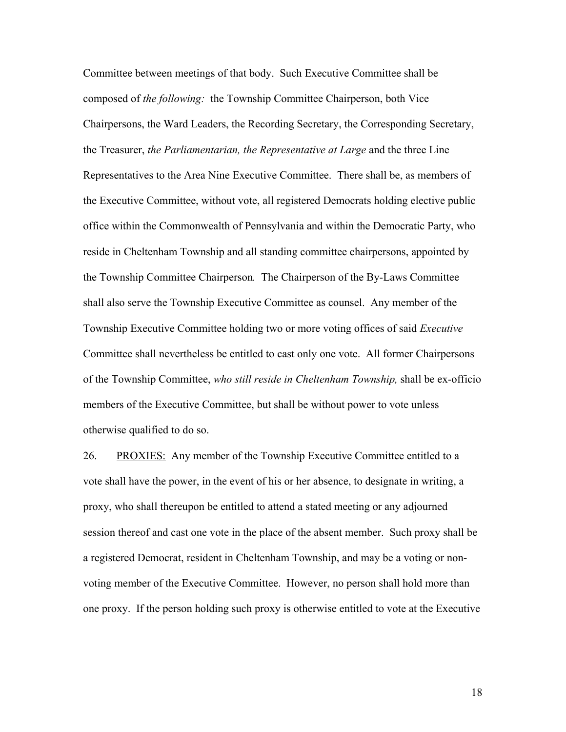Committee between meetings of that body. Such Executive Committee shall be composed of *the following:* the Township Committee Chairperson, both Vice Chairpersons, the Ward Leaders, the Recording Secretary, the Corresponding Secretary, the Treasurer, *the Parliamentarian, the Representative at Large* and the three Line Representatives to the Area Nine Executive Committee. There shall be, as members of the Executive Committee, without vote, all registered Democrats holding elective public office within the Commonwealth of Pennsylvania and within the Democratic Party, who reside in Cheltenham Township and all standing committee chairpersons, appointed by the Township Committee Chairperson*.* The Chairperson of the By-Laws Committee shall also serve the Township Executive Committee as counsel. Any member of the Township Executive Committee holding two or more voting offices of said *Executive* Committee shall nevertheless be entitled to cast only one vote. All former Chairpersons of the Township Committee, *who still reside in Cheltenham Township,* shall be ex-officio members of the Executive Committee, but shall be without power to vote unless otherwise qualified to do so.

26. <u>PROXIES:</u> Any member of the Township Executive Committee entitled to a vote shall have the power, in the event of his or her absence, to designate in writing, a proxy, who shall thereupon be entitled to attend a stated meeting or any adjourned session thereof and cast one vote in the place of the absent member. Such proxy shall be a registered Democrat, resident in Cheltenham Township, and may be a voting or non-voting member of the Executive Committee. However, no person shall hold more than one proxy. If the person holding such proxy is otherwise entitled to vote at the Executive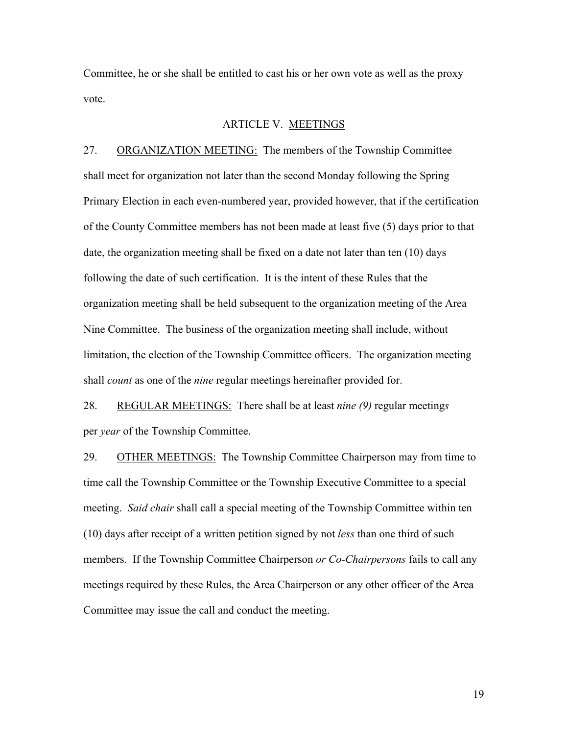Committee, he or she shall be entitled to cast his or her own vote as well as the proxy vote.

## ARTICLE V. MEETINGS

27. ORGANIZATION MEETING: The members of the Township Committee shall meet for organization not later than the second Monday following the Spring Primary Election in each even-numbered year, provided however, that if the certification of the County Committee members has not been made at least five (5) days prior to that date, the organization meeting shall be fixed on a date not later than ten (10) days following the date of such certification. It is the intent of these Rules that the organization meeting shall be held subsequent to the organization meeting of the Area Nine Committee. The business of the organization meeting shall include, without limitation, the election of the Township Committee officers. The organization meeting shall *count* as one of the *nine* regular meetings hereinafter provided for.

28. REGULAR MEETINGS: There shall be at least *nine (9)* regular meeting*s* per *year* of the Township Committee.

29. OTHER MEETINGS: The Township Committee Chairperson may from time to time call the Township Committee or the Township Executive Committee to a special meeting. *Said chair* shall call a special meeting of the Township Committee within ten (10) days after receipt of a written petition signed by not *less* than one third of such members. If the Township Committee Chairperson *or Co-Chairpersons* fails to call any meetings required by these Rules, the Area Chairperson or any other officer of the Area Committee may issue the call and conduct the meeting.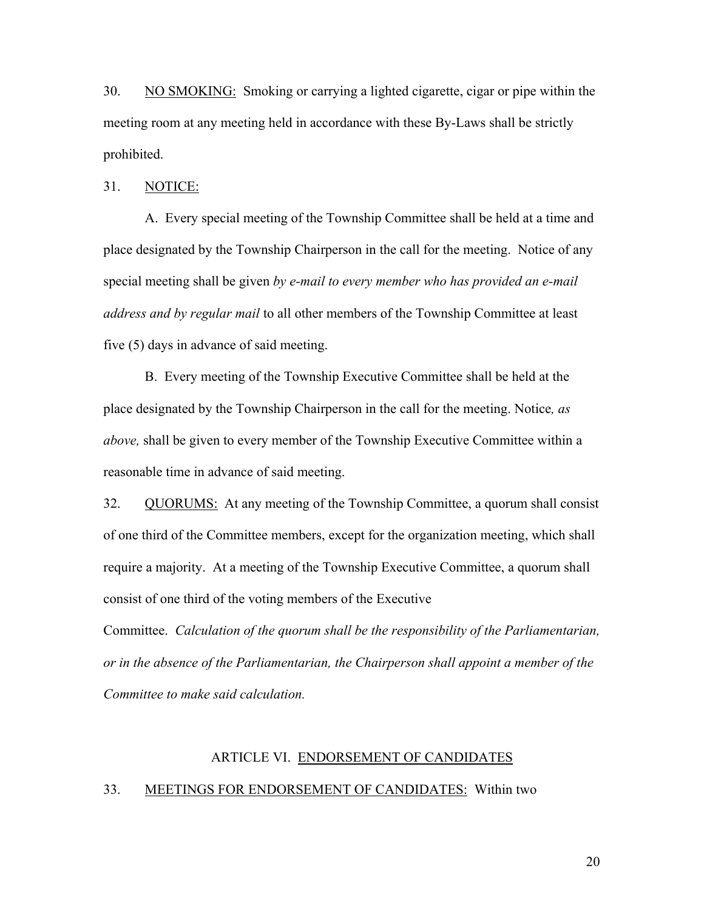30. <u>NO SMOKING:</u> Smoking or carrying a lighted cigarette, cigar or pipe within the meeting room at any meeting held in accordance with these By-Laws shall be strictly prohibited.

31. <u>NOTICE:</u>

A. Every special meeting of the Township Committee shall be held at a time and place designated by the Township Chairperson in the call for the meeting. Notice of any special meeting shall be given *by e-mail to every member who has provided an e-mail address and by regular mail* to all other members of the Township Committee at least five (5) days in advance of said meeting.

B. Every meeting of the Township Executive Committee shall be held at the place designated by the Township Chairperson in the call for the meeting. Notice*, as above,* shall be given to every member of the Township Executive Committee within a reasonable time in advance of said meeting.

32. <u>QUORUMS:</u> At any meeting of the Township Committee, a quorum shall consist of one third of the Committee members, except for the organization meeting, which shall require a majority. At a meeting of the Township Executive Committee, a quorum shall consist of one third of the voting members of the Executive Committee. *Calculation of the quorum shall be the responsibility of the Parliamentarian, or in the absence of the Parliamentarian, the Chairperson shall appoint a member of the Committee to make said calculation.*

## ARTICLE VI. <u>ENDORSEMENT OF CANDIDATES</u>

33. <u>MEETINGS FOR ENDORSEMENT OF CANDIDATES:</u> Within two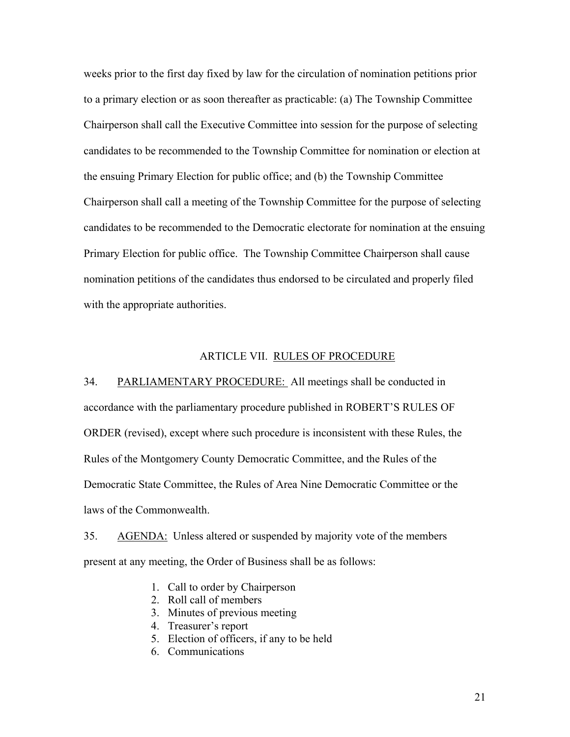weeks prior to the first day fixed by law for the circulation of nomination petitions prior to a primary election or as soon thereafter as practicable: (a) The Township Committee Chairperson shall call the Executive Committee into session for the purpose of selecting candidates to be recommended to the Township Committee for nomination or election at the ensuing Primary Election for public office; and (b) the Township Committee Chairperson shall call a meeting of the Township Committee for the purpose of selecting candidates to be recommended to the Democratic electorate for nomination at the ensuing Primary Election for public office. The Township Committee Chairperson shall cause nomination petitions of the candidates thus endorsed to be circulated and properly filed with the appropriate authorities.

## ARTICLE VII. RULES OF PROCEDURE

34. PARLIAMENTARY PROCEDURE: All meetings shall be conducted in accordance with the parliamentary procedure published in ROBERT'S RULES OF ORDER (revised), except where such procedure is inconsistent with these Rules, the Rules of the Montgomery County Democratic Committee, and the Rules of the Democratic State Committee, the Rules of Area Nine Democratic Committee or the laws of the Commonwealth.

35. AGENDA: Unless altered or suspended by majority vote of the members present at any meeting, the Order of Business shall be as follows:

1. Call to order by Chairperson
2. Roll call of members
3. Minutes of previous meeting
4. Treasurer's report
5. Election of officers, if any to be held
6. Communications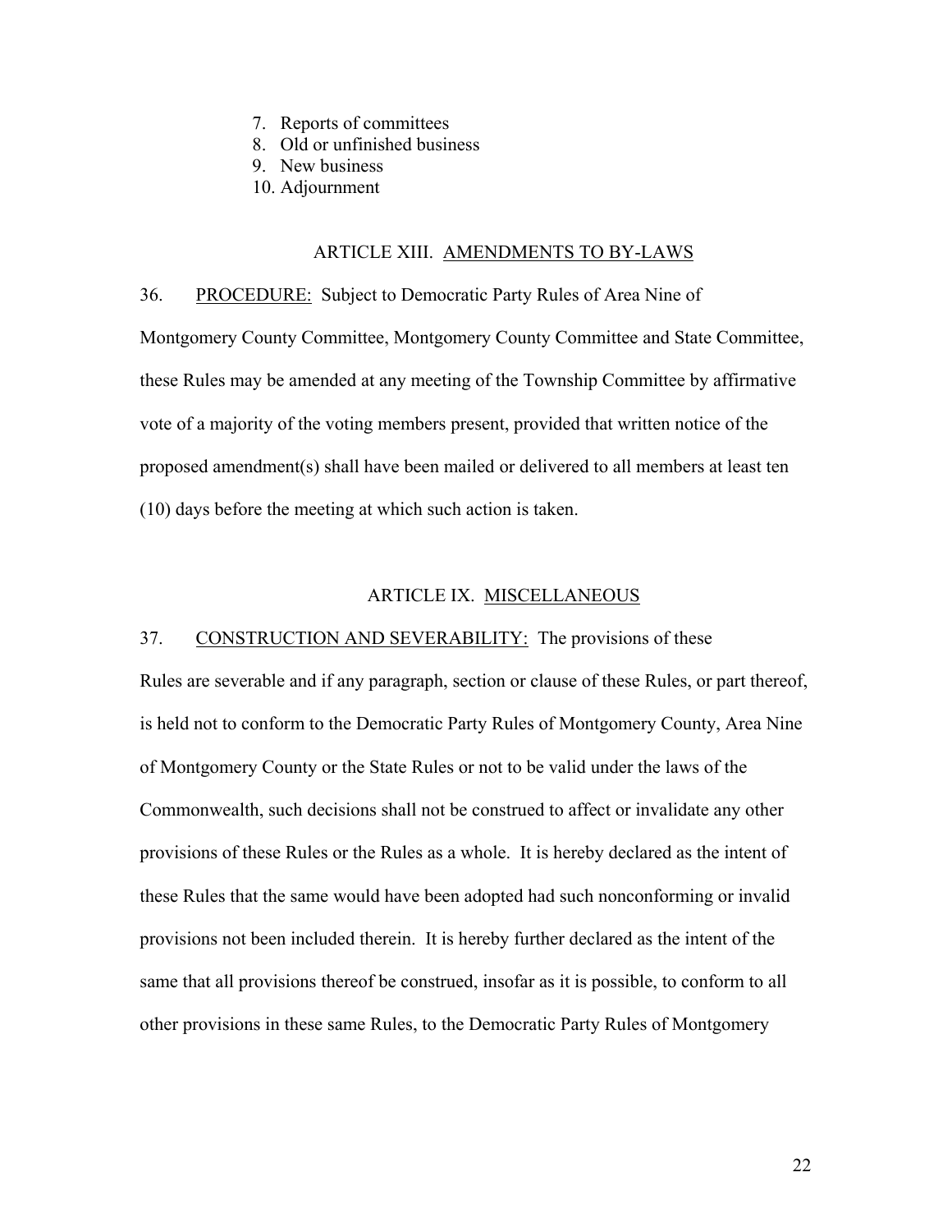7. Reports of committees
8. Old or unfinished business
9. New business
10. Adjournment

## ARTICLE XIII. AMENDMENTS TO BY-LAWS

36. PROCEDURE: Subject to Democratic Party Rules of Area Nine of Montgomery County Committee, Montgomery County Committee and State Committee, these Rules may be amended at any meeting of the Township Committee by affirmative vote of a majority of the voting members present, provided that written notice of the proposed amendment(s) shall have been mailed or delivered to all members at least ten (10) days before the meeting at which such action is taken.

## ARTICLE IX. MISCELLANEOUS

37. CONSTRUCTION AND SEVERABILITY: The provisions of these Rules are severable and if any paragraph, section or clause of these Rules, or part thereof, is held not to conform to the Democratic Party Rules of Montgomery County, Area Nine of Montgomery County or the State Rules or not to be valid under the laws of the Commonwealth, such decisions shall not be construed to affect or invalidate any other provisions of these Rules or the Rules as a whole. It is hereby declared as the intent of these Rules that the same would have been adopted had such nonconforming or invalid provisions not been included therein. It is hereby further declared as the intent of the same that all provisions thereof be construed, insofar as it is possible, to conform to all other provisions in these same Rules, to the Democratic Party Rules of Montgomery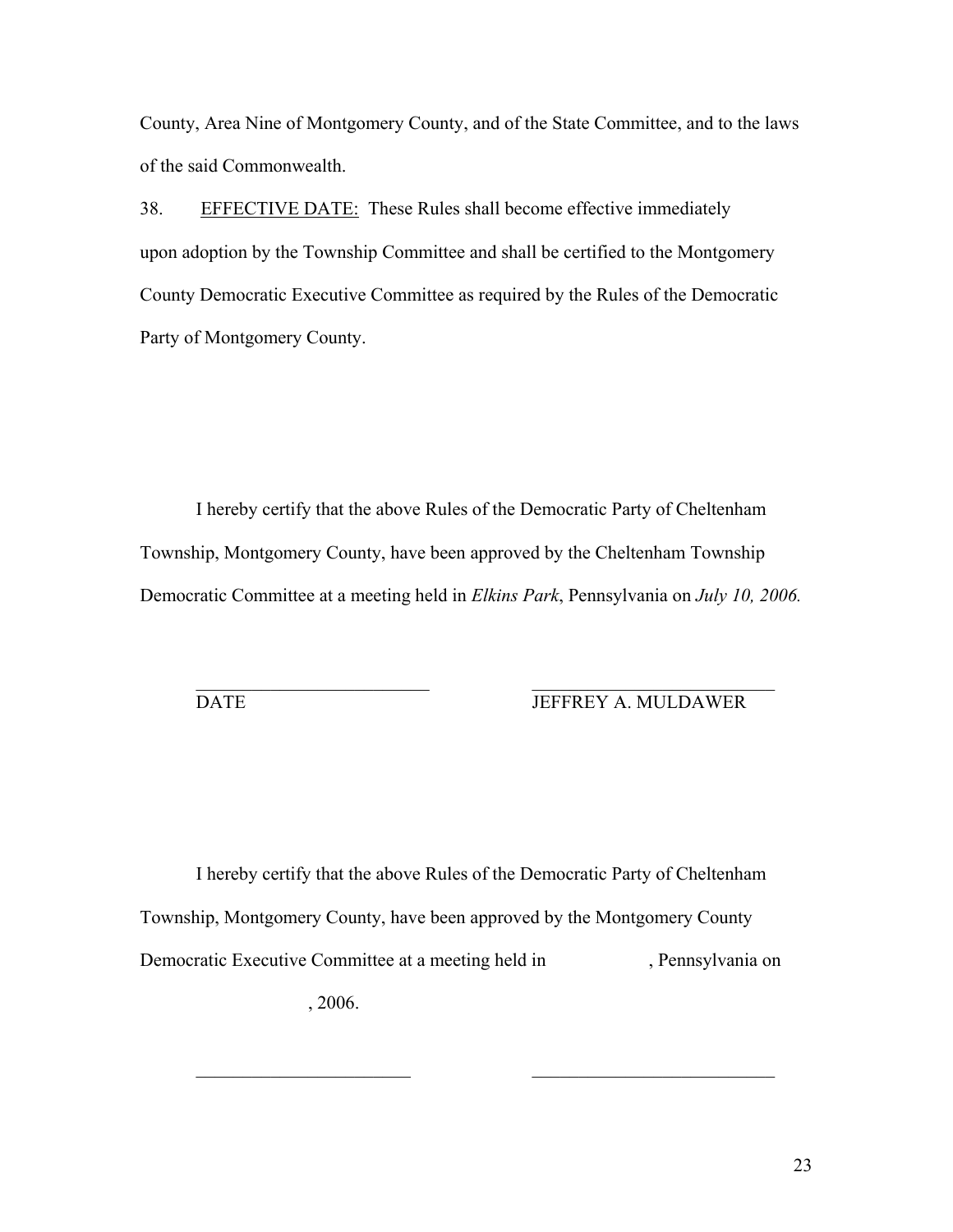County, Area Nine of Montgomery County, and of the State Committee, and to the laws of the said Commonwealth.

38. <u>EFFECTIVE DATE:</u> These Rules shall become effective immediately upon adoption by the Township Committee and shall be certified to the Montgomery County Democratic Executive Committee as required by the Rules of the Democratic Party of Montgomery County.

I hereby certify that the above Rules of the Democratic Party of Cheltenham Township, Montgomery County, have been approved by the Cheltenham Township Democratic Committee at a meeting held in *Elkins Park*, Pennsylvania on *July 10, 2006.*

\_\_\_\_\_\_\_\_\_\_\_\_\_\_\_\_\_\_\_\_\_\_\_\_\_\_ \_\_\_\_\_\_\_\_\_\_\_\_\_\_\_\_\_\_\_\_\_\_\_\_\_\_\_

DATE JEFFREY A. MULDAWER

I hereby certify that the above Rules of the Democratic Party of Cheltenham Township, Montgomery County, have been approved by the Montgomery County Democratic Executive Committee at a meeting held in \_\_\_\_\_\_\_\_\_\_, Pennsylvania on \_\_\_\_\_\_\_\_\_\_, 2006.

\_\_\_\_\_\_\_\_\_\_\_\_\_\_\_\_\_\_\_\_\_\_\_\_ \_\_\_\_\_\_\_\_\_\_\_\_\_\_\_\_\_\_\_\_\_\_\_\_\_\_\_